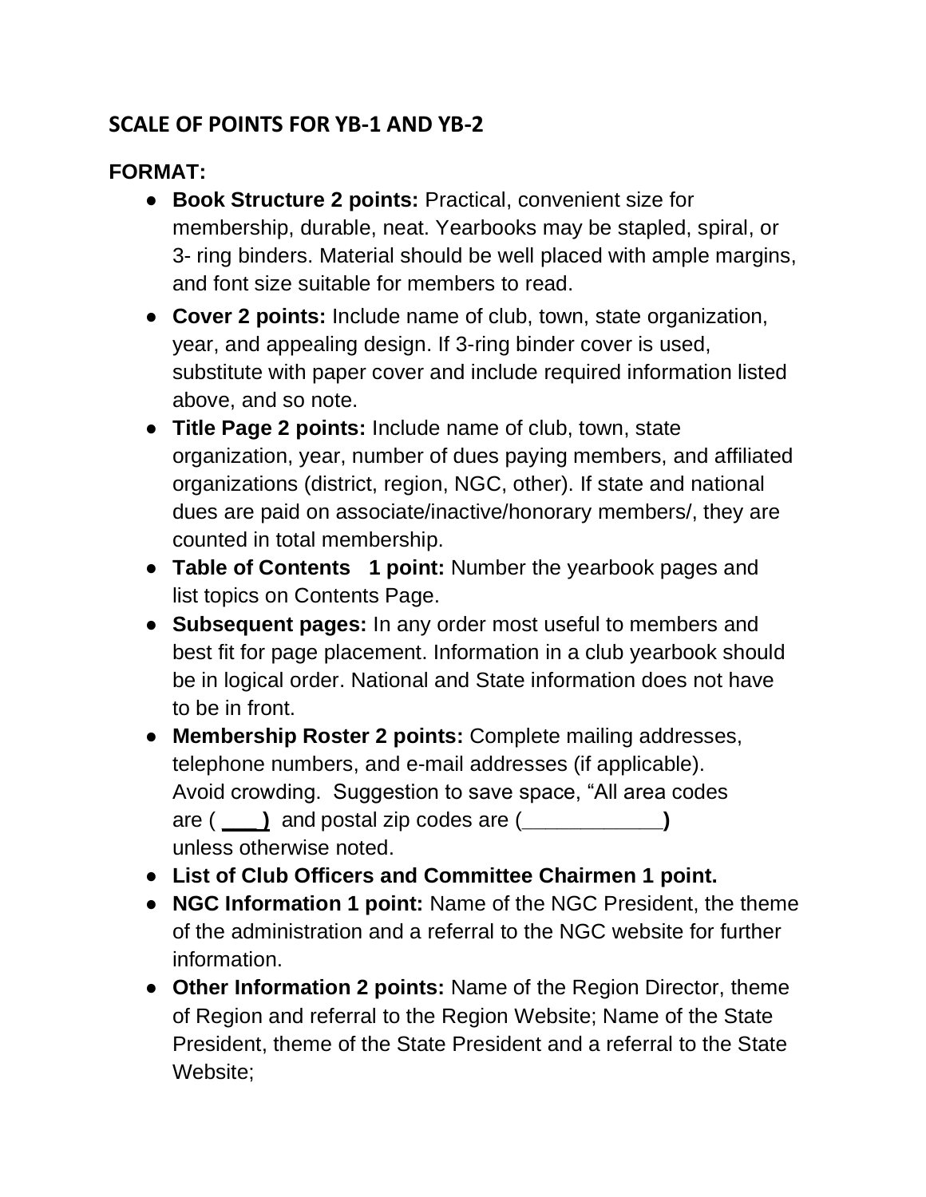## SCALE OF POINTS FOR YB-1 AND YB-2

**FORMAT:**

- **Book Structure 2 points:** Practical, convenient size for membership, durable, neat. Yearbooks may be stapled, spiral, or 3- ring binders. Material should be well placed with ample margins, and font size suitable for members to read.
- **Cover 2 points:** Include name of club, town, state organization, year, and appealing design. If 3-ring binder cover is used, substitute with paper cover and include required information listed above, and so note.
- **Title Page 2 points:** Include name of club, town, state organization, year, number of dues paying members, and affiliated organizations (district, region, NGC, other). If state and national dues are paid on associate/inactive/honorary members/, they are counted in total membership.
- **Table of Contents 1 point:** Number the yearbook pages and list topics on Contents Page.
- **Subsequent pages:** In any order most useful to members and best fit for page placement. Information in a club yearbook should be in logical order. National and State information does not have to be in front.
- **Membership Roster 2 points:** Complete mailing addresses, telephone numbers, and e-mail addresses (if applicable). Avoid crowding. Suggestion to save space, "All area codes are ( ____) and postal zip codes are (____________) unless otherwise noted.
- **List of Club Officers and Committee Chairmen 1 point.**
- **NGC Information 1 point:** Name of the NGC President, the theme of the administration and a referral to the NGC website for further information.
- **Other Information 2 points:** Name of the Region Director, theme of Region and referral to the Region Website; Name of the State President, theme of the State President and a referral to the State Website;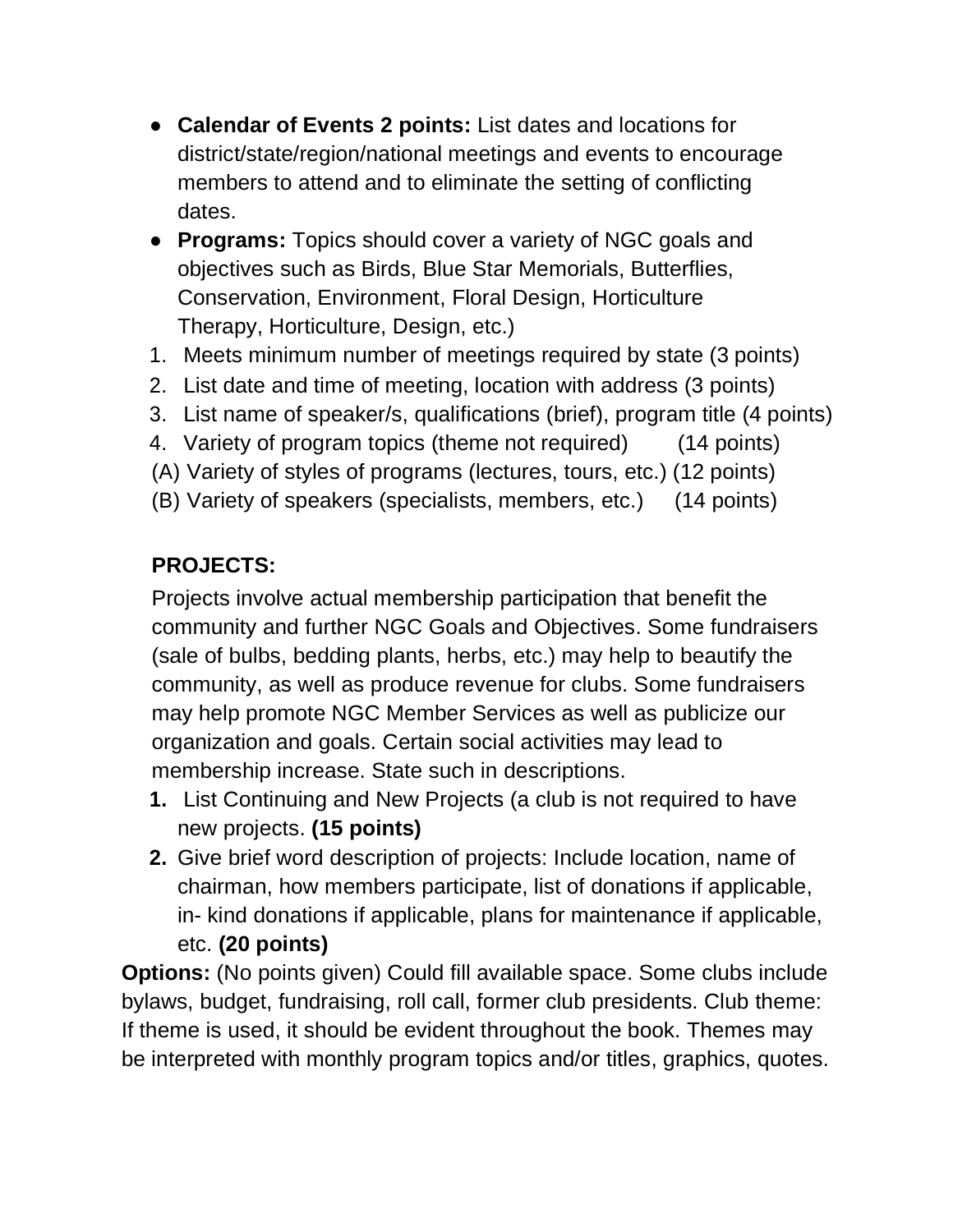- **Calendar of Events 2 points:** List dates and locations for district/state/region/national meetings and events to encourage members to attend and to eliminate the setting of conflicting dates.
- **Programs:** Topics should cover a variety of NGC goals and objectives such as Birds, Blue Star Memorials, Butterflies, Conservation, Environment, Floral Design, Horticulture Therapy, Horticulture, Design, etc.)

1. Meets minimum number of meetings required by state (3 points)
2. List date and time of meeting, location with address (3 points)
3. List name of speaker/s, qualifications (brief), program title (4 points)
4. Variety of program topics (theme not required) (14 points)

(A) Variety of styles of programs (lectures, tours, etc.) (12 points)

(B) Variety of speakers (specialists, members, etc.) (14 points)

**PROJECTS:**

Projects involve actual membership participation that benefit the community and further NGC Goals and Objectives. Some fundraisers (sale of bulbs, bedding plants, herbs, etc.) may help to beautify the community, as well as produce revenue for clubs. Some fundraisers may help promote NGC Member Services as well as publicize our organization and goals. Certain social activities may lead to membership increase. State such in descriptions.

1. List Continuing and New Projects (a club is not required to have new projects. **(15 points)**
2. Give brief word description of projects: Include location, name of chairman, how members participate, list of donations if applicable, in- kind donations if applicable, plans for maintenance if applicable, etc. **(20 points)**

**Options:** (No points given) Could fill available space. Some clubs include bylaws, budget, fundraising, roll call, former club presidents. Club theme: If theme is used, it should be evident throughout the book. Themes may be interpreted with monthly program topics and/or titles, graphics, quotes.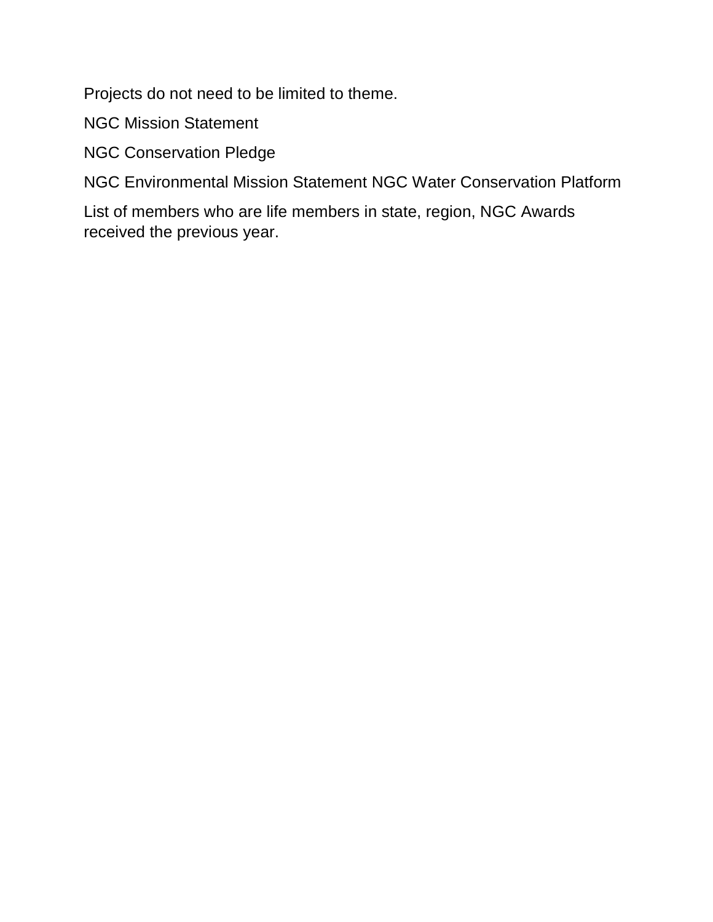Projects do not need to be limited to theme.

NGC Mission Statement

NGC Conservation Pledge

NGC Environmental Mission Statement NGC Water Conservation Platform

List of members who are life members in state, region, NGC Awards received the previous year.